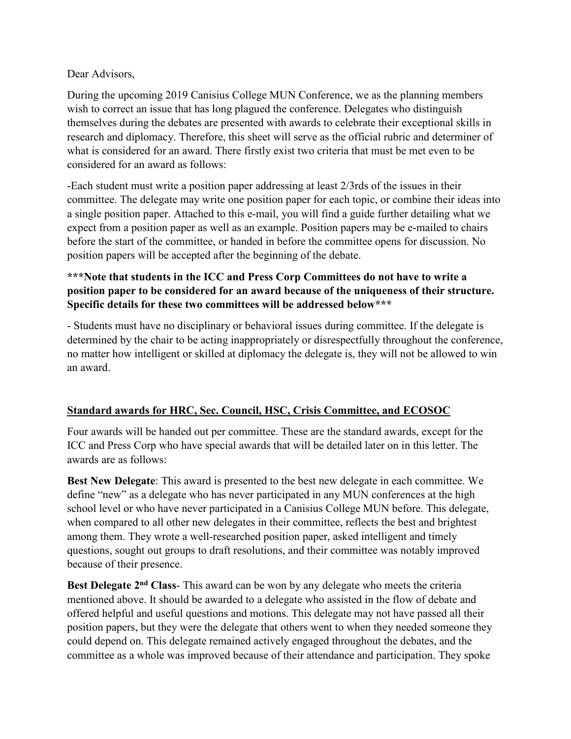Dear Advisors,

During the upcoming 2019 Canisius College MUN Conference, we as the planning members wish to correct an issue that has long plagued the conference. Delegates who distinguish themselves during the debates are presented with awards to celebrate their exceptional skills in research and diplomacy. Therefore, this sheet will serve as the official rubric and determiner of what is considered for an award. There firstly exist two criteria that must be met even to be considered for an award as follows:

-Each student must write a position paper addressing at least 2/3rds of the issues in their committee. The delegate may write one position paper for each topic, or combine their ideas into a single position paper. Attached to this e-mail, you will find a guide further detailing what we expect from a position paper as well as an example. Position papers may be e-mailed to chairs before the start of the committee, or handed in before the committee opens for discussion. No position papers will be accepted after the beginning of the debate.

**\*\*\*Note that students in the ICC and Press Corp Committees do not have to write a position paper to be considered for an award because of the uniqueness of their structure. Specific details for these two committees will be addressed below\*\*\***

- Students must have no disciplinary or behavioral issues during committee. If the delegate is determined by the chair to be acting inappropriately or disrespectfully throughout the conference, no matter how intelligent or skilled at diplomacy the delegate is, they will not be allowed to win an award.

## <u>Standard awards for HRC, Sec. Council, HSC, Crisis Committee, and ECOSOC</u>

Four awards will be handed out per committee. These are the standard awards, except for the ICC and Press Corp who have special awards that will be detailed later on in this letter. The awards are as follows:

**Best New Delegate**: This award is presented to the best new delegate in each committee. We define "new" as a delegate who has never participated in any MUN conferences at the high school level or who have never participated in a Canisius College MUN before. This delegate, when compared to all other new delegates in their committee, reflects the best and brightest among them. They wrote a well-researched position paper, asked intelligent and timely questions, sought out groups to draft resolutions, and their committee was notably improved because of their presence.

**Best Delegate 2nd Class**- This award can be won by any delegate who meets the criteria mentioned above. It should be awarded to a delegate who assisted in the flow of debate and offered helpful and useful questions and motions. This delegate may not have passed all their position papers, but they were the delegate that others went to when they needed someone they could depend on. This delegate remained actively engaged throughout the debates, and the committee as a whole was improved because of their attendance and participation. They spoke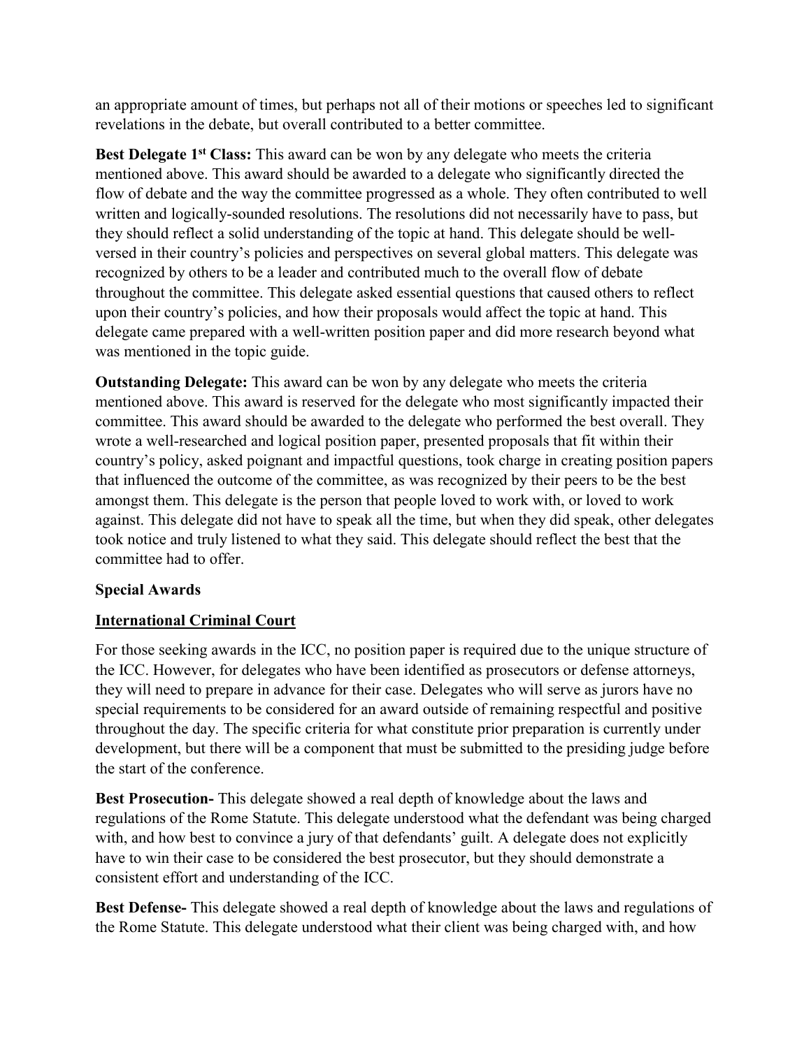an appropriate amount of times, but perhaps not all of their motions or speeches led to significant revelations in the debate, but overall contributed to a better committee.

**Best Delegate 1st Class:** This award can be won by any delegate who meets the criteria mentioned above. This award should be awarded to a delegate who significantly directed the flow of debate and the way the committee progressed as a whole. They often contributed to well written and logically-sounded resolutions. The resolutions did not necessarily have to pass, but they should reflect a solid understanding of the topic at hand. This delegate should be well-versed in their country's policies and perspectives on several global matters. This delegate was recognized by others to be a leader and contributed much to the overall flow of debate throughout the committee. This delegate asked essential questions that caused others to reflect upon their country's policies, and how their proposals would affect the topic at hand. This delegate came prepared with a well-written position paper and did more research beyond what was mentioned in the topic guide.

**Outstanding Delegate:** This award can be won by any delegate who meets the criteria mentioned above. This award is reserved for the delegate who most significantly impacted their committee. This award should be awarded to the delegate who performed the best overall. They wrote a well-researched and logical position paper, presented proposals that fit within their country's policy, asked poignant and impactful questions, took charge in creating position papers that influenced the outcome of the committee, as was recognized by their peers to be the best amongst them. This delegate is the person that people loved to work with, or loved to work against. This delegate did not have to speak all the time, but when they did speak, other delegates took notice and truly listened to what they said. This delegate should reflect the best that the committee had to offer.

**Special Awards**

**<u>International Criminal Court</u>**

For those seeking awards in the ICC, no position paper is required due to the unique structure of the ICC. However, for delegates who have been identified as prosecutors or defense attorneys, they will need to prepare in advance for their case. Delegates who will serve as jurors have no special requirements to be considered for an award outside of remaining respectful and positive throughout the day. The specific criteria for what constitute prior preparation is currently under development, but there will be a component that must be submitted to the presiding judge before the start of the conference.

**Best Prosecution-** This delegate showed a real depth of knowledge about the laws and regulations of the Rome Statute. This delegate understood what the defendant was being charged with, and how best to convince a jury of that defendants' guilt. A delegate does not explicitly have to win their case to be considered the best prosecutor, but they should demonstrate a consistent effort and understanding of the ICC.

**Best Defense-** This delegate showed a real depth of knowledge about the laws and regulations of the Rome Statute. This delegate understood what their client was being charged with, and how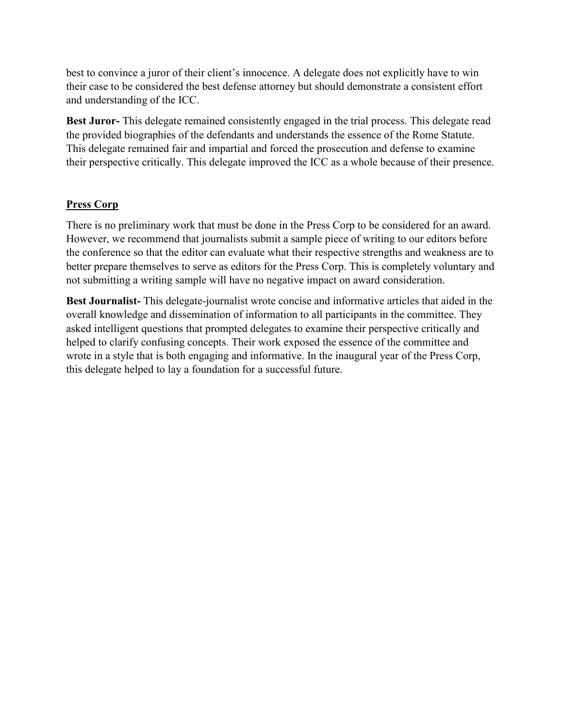best to convince a juror of their client's innocence. A delegate does not explicitly have to win their case to be considered the best defense attorney but should demonstrate a consistent effort and understanding of the ICC.

**Best Juror-** This delegate remained consistently engaged in the trial process. This delegate read the provided biographies of the defendants and understands the essence of the Rome Statute. This delegate remained fair and impartial and forced the prosecution and defense to examine their perspective critically. This delegate improved the ICC as a whole because of their presence.

**<u>Press Corp</u>**

There is no preliminary work that must be done in the Press Corp to be considered for an award. However, we recommend that journalists submit a sample piece of writing to our editors before the conference so that the editor can evaluate what their respective strengths and weakness are to better prepare themselves to serve as editors for the Press Corp. This is completely voluntary and not submitting a writing sample will have no negative impact on award consideration.

**Best Journalist-** This delegate-journalist wrote concise and informative articles that aided in the overall knowledge and dissemination of information to all participants in the committee. They asked intelligent questions that prompted delegates to examine their perspective critically and helped to clarify confusing concepts. Their work exposed the essence of the committee and wrote in a style that is both engaging and informative. In the inaugural year of the Press Corp, this delegate helped to lay a foundation for a successful future.